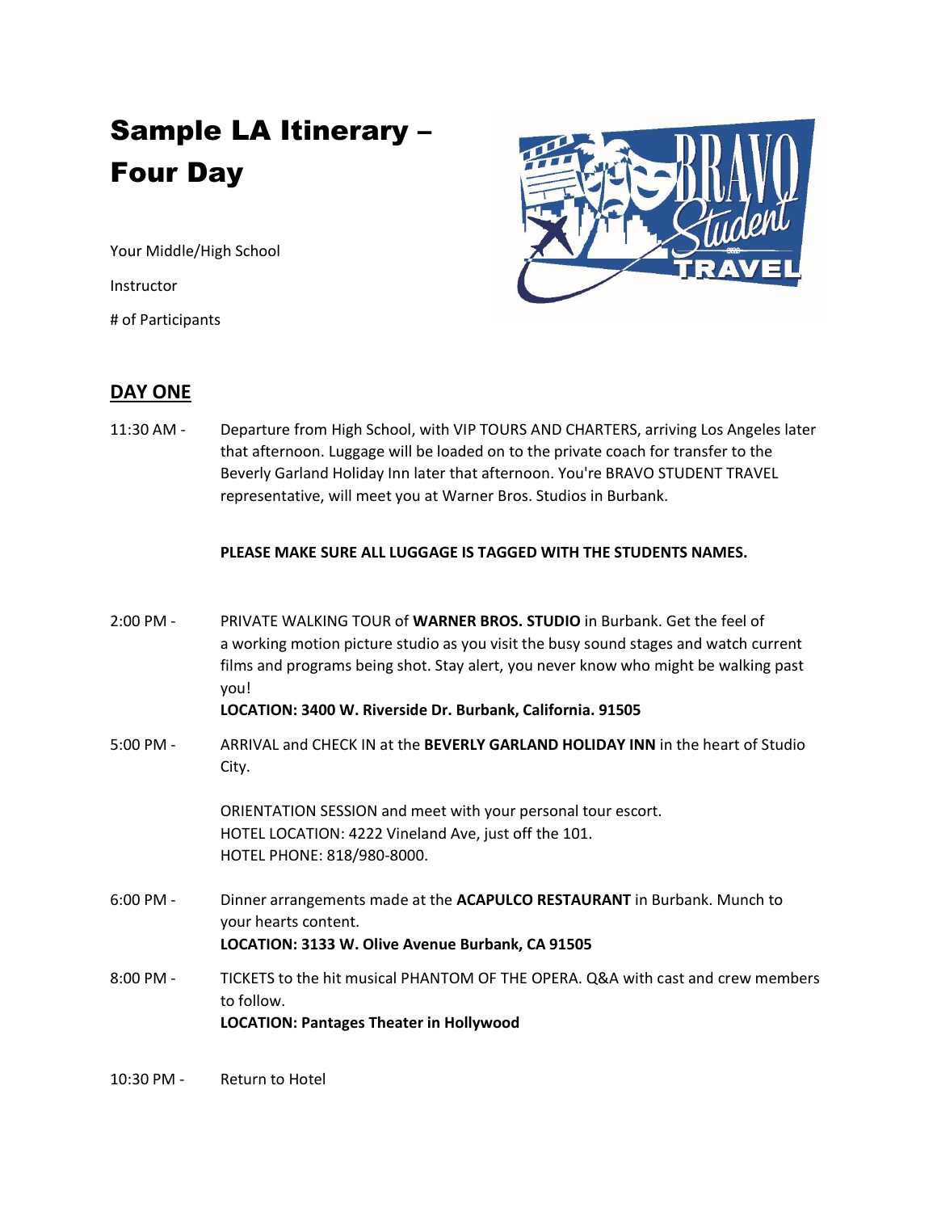# Sample LA Itinerary – Four Day

Your Middle/High School

Instructor

# of Participants

## DAY ONE

11:30 AM - Departure from High School, with VIP TOURS AND CHARTERS, arriving Los Angeles later that afternoon. Luggage will be loaded on to the private coach for transfer to the Beverly Garland Holiday Inn later that afternoon. You're BRAVO STUDENT TRAVEL representative, will meet you at Warner Bros. Studios in Burbank.

**PLEASE MAKE SURE ALL LUGGAGE IS TAGGED WITH THE STUDENTS NAMES.**

2:00 PM - PRIVATE WALKING TOUR of **WARNER BROS. STUDIO** in Burbank. Get the feel of a working motion picture studio as you visit the busy sound stages and watch current films and programs being shot. Stay alert, you never know who might be walking past you!
**LOCATION: 3400 W. Riverside Dr. Burbank, California. 91505**

5:00 PM - ARRIVAL and CHECK IN at the **BEVERLY GARLAND HOLIDAY INN** in the heart of Studio City.

ORIENTATION SESSION and meet with your personal tour escort.
HOTEL LOCATION: 4222 Vineland Ave, just off the 101.
HOTEL PHONE: 818/980-8000.

6:00 PM - Dinner arrangements made at the **ACAPULCO RESTAURANT** in Burbank. Munch to your hearts content.
**LOCATION: 3133 W. Olive Avenue Burbank, CA 91505**

8:00 PM - TICKETS to the hit musical PHANTOM OF THE OPERA. Q&A with cast and crew members to follow.
**LOCATION: Pantages Theater in Hollywood**

10:30 PM - Return to Hotel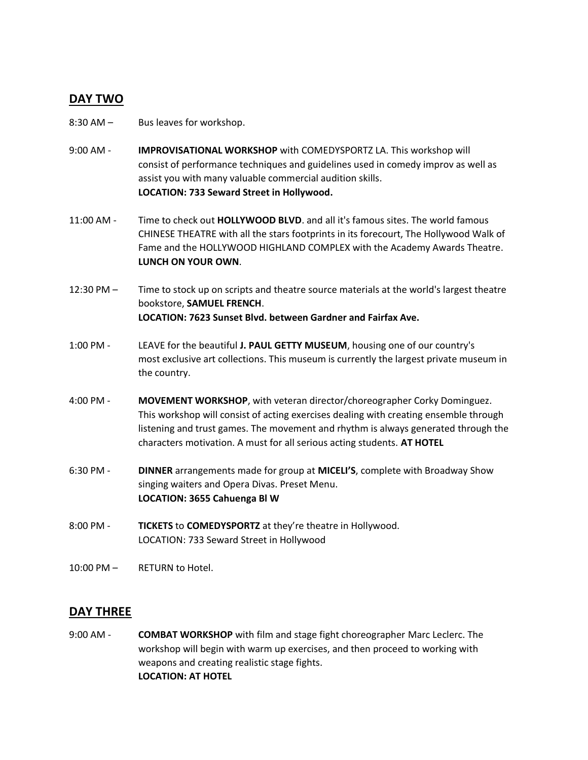## DAY TWO

8:30 AM – Bus leaves for workshop.

9:00 AM - **IMPROVISATIONAL WORKSHOP** with COMEDYSPORTZ LA. This workshop will consist of performance techniques and guidelines used in comedy improv as well as assist you with many valuable commercial audition skills.
**LOCATION: 733 Seward Street in Hollywood.**

11:00 AM - Time to check out **HOLLYWOOD BLVD**. and all it's famous sites. The world famous CHINESE THEATRE with all the stars footprints in its forecourt, The Hollywood Walk of Fame and the HOLLYWOOD HIGHLAND COMPLEX with the Academy Awards Theatre. **LUNCH ON YOUR OWN**.

12:30 PM – Time to stock up on scripts and theatre source materials at the world's largest theatre bookstore, **SAMUEL FRENCH**.
**LOCATION: 7623 Sunset Blvd. between Gardner and Fairfax Ave.**

1:00 PM - LEAVE for the beautiful **J. PAUL GETTY MUSEUM**, housing one of our country's most exclusive art collections. This museum is currently the largest private museum in the country.

4:00 PM - **MOVEMENT WORKSHOP**, with veteran director/choreographer Corky Dominguez. This workshop will consist of acting exercises dealing with creating ensemble through listening and trust games. The movement and rhythm is always generated through the characters motivation. A must for all serious acting students. **AT HOTEL**

6:30 PM - **DINNER** arrangements made for group at **MICELI'S**, complete with Broadway Show singing waiters and Opera Divas. Preset Menu.
**LOCATION: 3655 Cahuenga Bl W**

8:00 PM - **TICKETS** to **COMEDYSPORTZ** at they're theatre in Hollywood.
LOCATION: 733 Seward Street in Hollywood

10:00 PM – RETURN to Hotel.

## DAY THREE

9:00 AM - **COMBAT WORKSHOP** with film and stage fight choreographer Marc Leclerc. The workshop will begin with warm up exercises, and then proceed to working with weapons and creating realistic stage fights.
**LOCATION: AT HOTEL**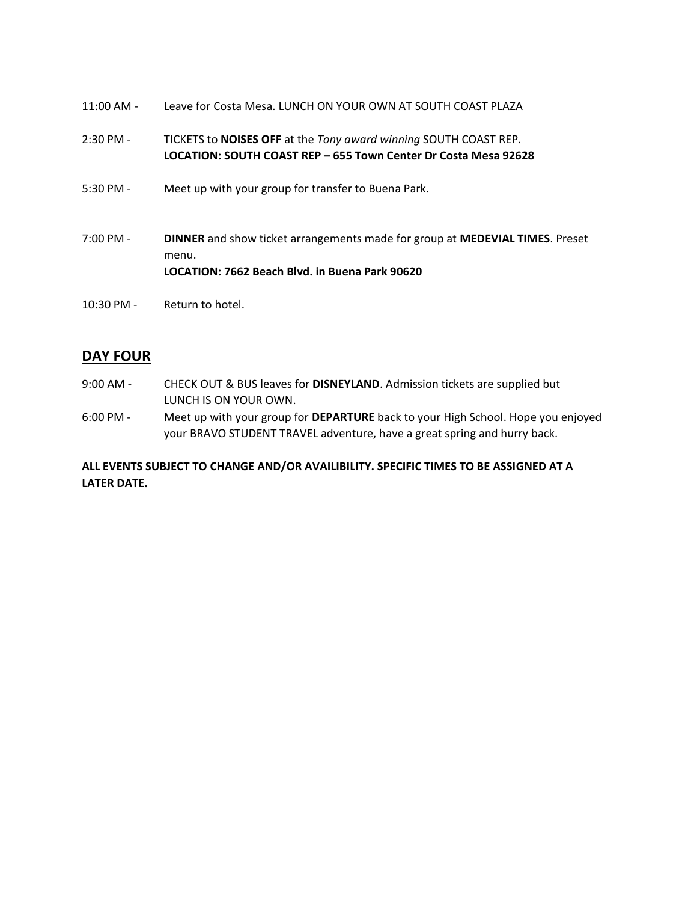11:00 AM - Leave for Costa Mesa. LUNCH ON YOUR OWN AT SOUTH COAST PLAZA

2:30 PM - TICKETS to **NOISES OFF** at the *Tony award winning* SOUTH COAST REP.
**LOCATION: SOUTH COAST REP – 655 Town Center Dr Costa Mesa 92628**

5:30 PM - Meet up with your group for transfer to Buena Park.

7:00 PM - **DINNER** and show ticket arrangements made for group at **MEDEVIAL TIMES**. Preset menu.
**LOCATION: 7662 Beach Blvd. in Buena Park 90620**

10:30 PM - Return to hotel.

## DAY FOUR

9:00 AM - CHECK OUT & BUS leaves for **DISNEYLAND**. Admission tickets are supplied but LUNCH IS ON YOUR OWN.

6:00 PM - Meet up with your group for **DEPARTURE** back to your High School. Hope you enjoyed your BRAVO STUDENT TRAVEL adventure, have a great spring and hurry back.

**ALL EVENTS SUBJECT TO CHANGE AND/OR AVAILIBILITY. SPECIFIC TIMES TO BE ASSIGNED AT A LATER DATE.**